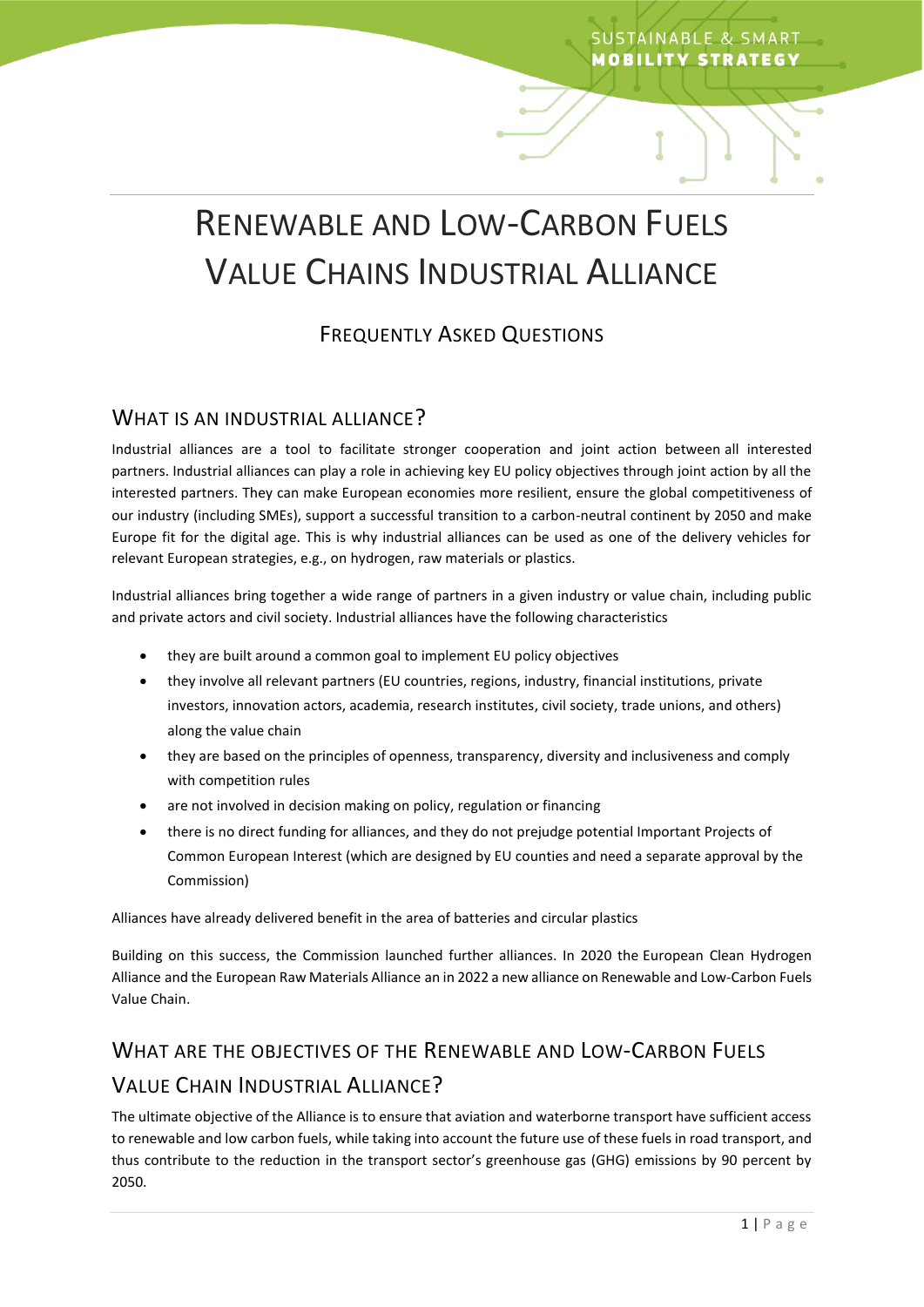# Renewable and Low-Carbon Fuels Value Chains Industrial Alliance

## Frequently Asked Questions

## What is an industrial alliance?

Industrial alliances are a tool to facilitate stronger cooperation and joint action between all interested partners. Industrial alliances can play a role in achieving key EU policy objectives through joint action by all the interested partners. They can make European economies more resilient, ensure the global competitiveness of our industry (including SMEs), support a successful transition to a carbon-neutral continent by 2050 and make Europe fit for the digital age. This is why industrial alliances can be used as one of the delivery vehicles for relevant European strategies, e.g., on hydrogen, raw materials or plastics.

Industrial alliances bring together a wide range of partners in a given industry or value chain, including public and private actors and civil society. Industrial alliances have the following characteristics

- they are built around a common goal to implement EU policy objectives
- they involve all relevant partners (EU countries, regions, industry, financial institutions, private investors, innovation actors, academia, research institutes, civil society, trade unions, and others) along the value chain
- they are based on the principles of openness, transparency, diversity and inclusiveness and comply with competition rules
- are not involved in decision making on policy, regulation or financing
- there is no direct funding for alliances, and they do not prejudge potential Important Projects of Common European Interest (which are designed by EU counties and need a separate approval by the Commission)

Alliances have already delivered benefit in the area of batteries and circular plastics

Building on this success, the Commission launched further alliances. In 2020 the European Clean Hydrogen Alliance and the European Raw Materials Alliance an in 2022 a new alliance on Renewable and Low-Carbon Fuels Value Chain.

## What are the objectives of the Renewable and Low-Carbon Fuels Value Chain Industrial Alliance?

The ultimate objective of the Alliance is to ensure that aviation and waterborne transport have sufficient access to renewable and low carbon fuels, while taking into account the future use of these fuels in road transport, and thus contribute to the reduction in the transport sector's greenhouse gas (GHG) emissions by 90 percent by 2050.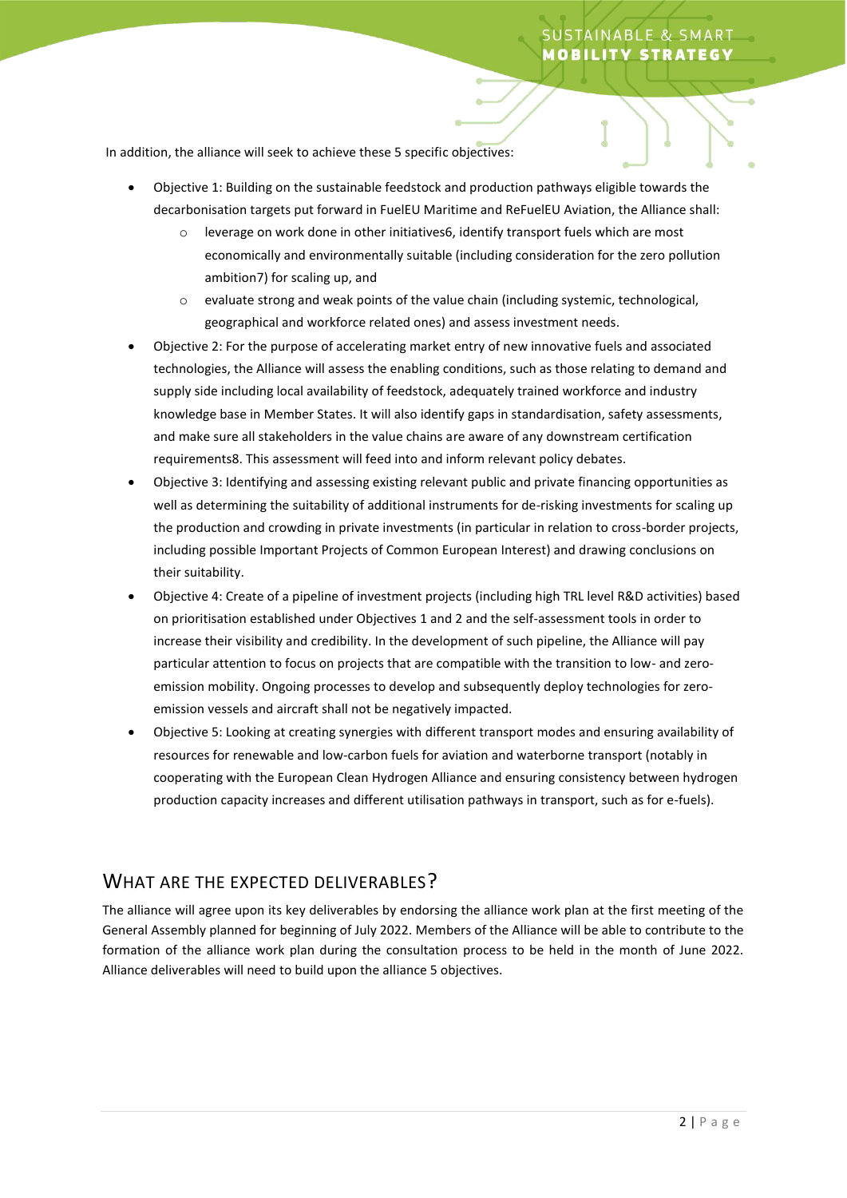In addition, the alliance will seek to achieve these 5 specific objectives:

- Objective 1: Building on the sustainable feedstock and production pathways eligible towards the decarbonisation targets put forward in FuelEU Maritime and ReFuelEU Aviation, the Alliance shall:
  - leverage on work done in other initiatives[6], identify transport fuels which are most economically and environmentally suitable (including consideration for the zero pollution ambition[7]) for scaling up, and
  - evaluate strong and weak points of the value chain (including systemic, technological, geographical and workforce related ones) and assess investment needs.
- Objective 2: For the purpose of accelerating market entry of new innovative fuels and associated technologies, the Alliance will assess the enabling conditions, such as those relating to demand and supply side including local availability of feedstock, adequately trained workforce and industry knowledge base in Member States. It will also identify gaps in standardisation, safety assessments, and make sure all stakeholders in the value chains are aware of any downstream certification requirements[8]. This assessment will feed into and inform relevant policy debates.
- Objective 3: Identifying and assessing existing relevant public and private financing opportunities as well as determining the suitability of additional instruments for de-risking investments for scaling up the production and crowding in private investments (in particular in relation to cross-border projects, including possible Important Projects of Common European Interest) and drawing conclusions on their suitability.
- Objective 4: Create of a pipeline of investment projects (including high TRL level R&D activities) based on prioritisation established under Objectives 1 and 2 and the self-assessment tools in order to increase their visibility and credibility. In the development of such pipeline, the Alliance will pay particular attention to focus on projects that are compatible with the transition to low- and zero-emission mobility. Ongoing processes to develop and subsequently deploy technologies for zero-emission vessels and aircraft shall not be negatively impacted.
- Objective 5: Looking at creating synergies with different transport modes and ensuring availability of resources for renewable and low-carbon fuels for aviation and waterborne transport (notably in cooperating with the European Clean Hydrogen Alliance and ensuring consistency between hydrogen production capacity increases and different utilisation pathways in transport, such as for e-fuels).

## WHAT ARE THE EXPECTED DELIVERABLES?

The alliance will agree upon its key deliverables by endorsing the alliance work plan at the first meeting of the General Assembly planned for beginning of July 2022. Members of the Alliance will be able to contribute to the formation of the alliance work plan during the consultation process to be held in the month of June 2022. Alliance deliverables will need to build upon the alliance 5 objectives.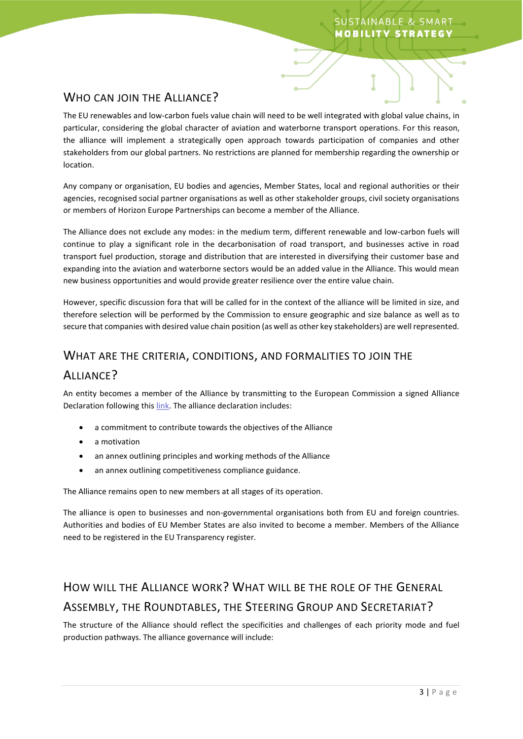## Who can join the Alliance?

The EU renewables and low-carbon fuels value chain will need to be well integrated with global value chains, in particular, considering the global character of aviation and waterborne transport operations. For this reason, the alliance will implement a strategically open approach towards participation of companies and other stakeholders from our global partners. No restrictions are planned for membership regarding the ownership or location.

Any company or organisation, EU bodies and agencies, Member States, local and regional authorities or their agencies, recognised social partner organisations as well as other stakeholder groups, civil society organisations or members of Horizon Europe Partnerships can become a member of the Alliance.

The Alliance does not exclude any modes: in the medium term, different renewable and low-carbon fuels will continue to play a significant role in the decarbonisation of road transport, and businesses active in road transport fuel production, storage and distribution that are interested in diversifying their customer base and expanding into the aviation and waterborne sectors would be an added value in the Alliance. This would mean new business opportunities and would provide greater resilience over the entire value chain.

However, specific discussion fora that will be called for in the context of the alliance will be limited in size, and therefore selection will be performed by the Commission to ensure geographic and size balance as well as to secure that companies with desired value chain position (as well as other key stakeholders) are well represented.

## What are the criteria, conditions, and formalities to join the Alliance?

An entity becomes a member of the Alliance by transmitting to the European Commission a signed Alliance Declaration following this link. The alliance declaration includes:

- a commitment to contribute towards the objectives of the Alliance
- a motivation
- an annex outlining principles and working methods of the Alliance
- an annex outlining competitiveness compliance guidance.

The Alliance remains open to new members at all stages of its operation.

The alliance is open to businesses and non-governmental organisations both from EU and foreign countries. Authorities and bodies of EU Member States are also invited to become a member. Members of the Alliance need to be registered in the EU Transparency register.

## How will the Alliance work? What will be the role of the General Assembly, the Roundtables, the Steering Group and Secretariat?

The structure of the Alliance should reflect the specificities and challenges of each priority mode and fuel production pathways. The alliance governance will include: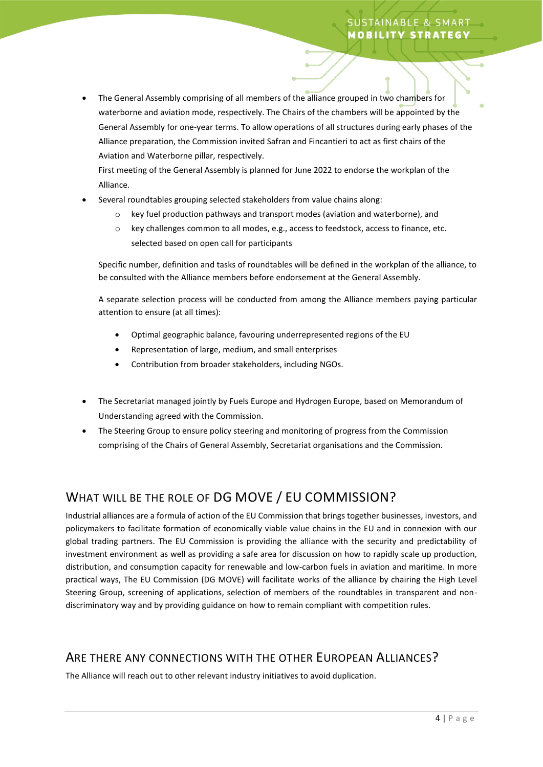- The General Assembly comprising of all members of the alliance grouped in two chambers for waterborne and aviation mode, respectively. The Chairs of the chambers will be appointed by the General Assembly for one-year terms. To allow operations of all structures during early phases of the Alliance preparation, the Commission invited Safran and Fincantieri to act as first chairs of the Aviation and Waterborne pillar, respectively.
  First meeting of the General Assembly is planned for June 2022 to endorse the workplan of the Alliance.
- Several roundtables grouping selected stakeholders from value chains along:
  - key fuel production pathways and transport modes (aviation and waterborne), and
  - key challenges common to all modes, e.g., access to feedstock, access to finance, etc. selected based on open call for participants

  Specific number, definition and tasks of roundtables will be defined in the workplan of the alliance, to be consulted with the Alliance members before endorsement at the General Assembly.

  A separate selection process will be conducted from among the Alliance members paying particular attention to ensure (at all times):

  - Optimal geographic balance, favouring underrepresented regions of the EU
  - Representation of large, medium, and small enterprises
  - Contribution from broader stakeholders, including NGOs.

- The Secretariat managed jointly by Fuels Europe and Hydrogen Europe, based on Memorandum of Understanding agreed with the Commission.
- The Steering Group to ensure policy steering and monitoring of progress from the Commission comprising of the Chairs of General Assembly, Secretariat organisations and the Commission.

## What will be the role of DG MOVE / EU Commission?

Industrial alliances are a formula of action of the EU Commission that brings together businesses, investors, and policymakers to facilitate formation of economically viable value chains in the EU and in connexion with our global trading partners. The EU Commission is providing the alliance with the security and predictability of investment environment as well as providing a safe area for discussion on how to rapidly scale up production, distribution, and consumption capacity for renewable and low-carbon fuels in aviation and maritime. In more practical ways, The EU Commission (DG MOVE) will facilitate works of the alliance by chairing the High Level Steering Group, screening of applications, selection of members of the roundtables in transparent and non-discriminatory way and by providing guidance on how to remain compliant with competition rules.

## Are there any connections with the other European Alliances?

The Alliance will reach out to other relevant industry initiatives to avoid duplication.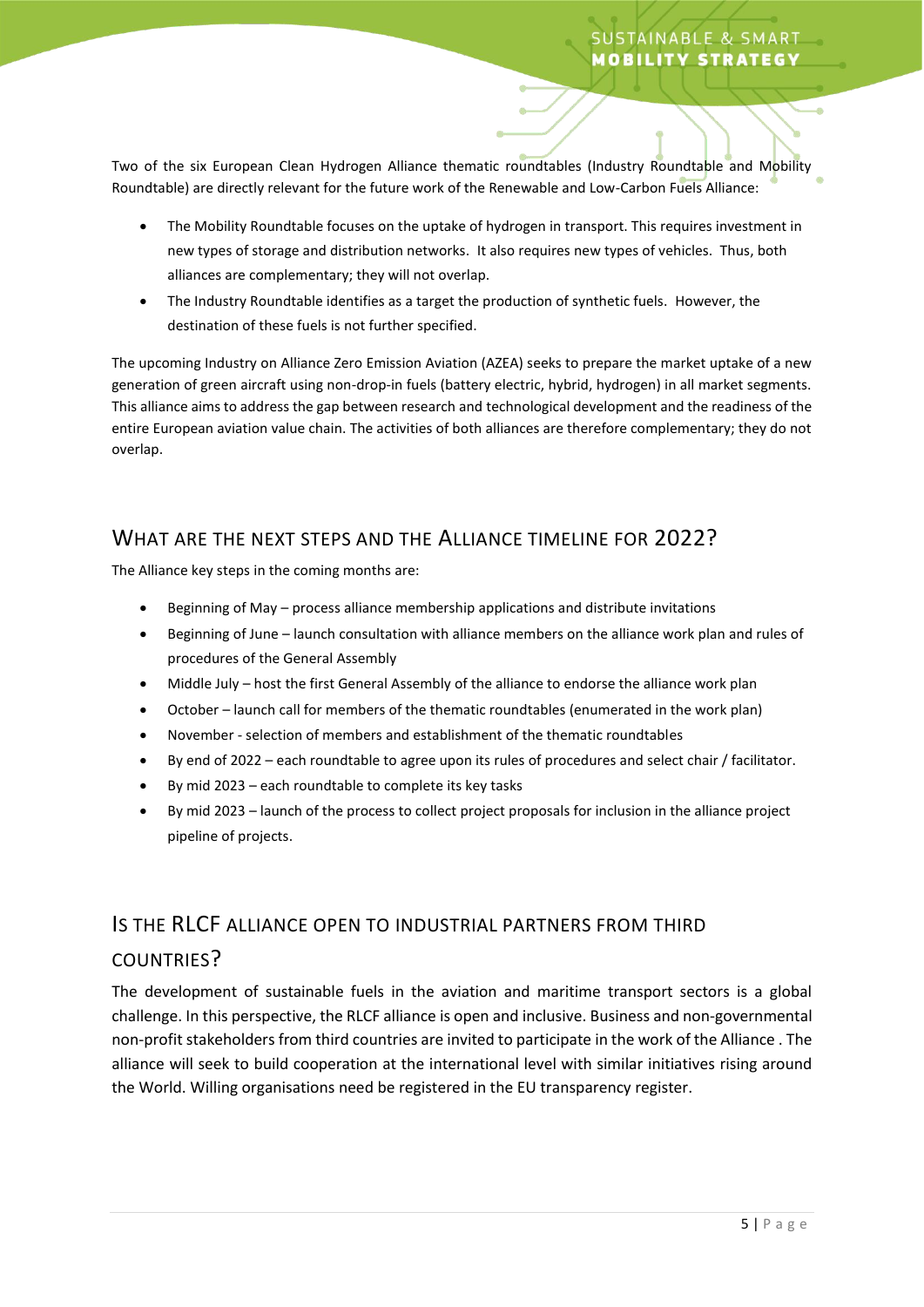Two of the six European Clean Hydrogen Alliance thematic roundtables (Industry Roundtable and Mobility Roundtable) are directly relevant for the future work of the Renewable and Low-Carbon Fuels Alliance:

- The Mobility Roundtable focuses on the uptake of hydrogen in transport. This requires investment in new types of storage and distribution networks. It also requires new types of vehicles. Thus, both alliances are complementary; they will not overlap.
- The Industry Roundtable identifies as a target the production of synthetic fuels. However, the destination of these fuels is not further specified.

The upcoming Industry on Alliance Zero Emission Aviation (AZEA) seeks to prepare the market uptake of a new generation of green aircraft using non-drop-in fuels (battery electric, hybrid, hydrogen) in all market segments. This alliance aims to address the gap between research and technological development and the readiness of the entire European aviation value chain. The activities of both alliances are therefore complementary; they do not overlap.

## WHAT ARE THE NEXT STEPS AND THE ALLIANCE TIMELINE FOR 2022?

The Alliance key steps in the coming months are:

- Beginning of May – process alliance membership applications and distribute invitations
- Beginning of June – launch consultation with alliance members on the alliance work plan and rules of procedures of the General Assembly
- Middle July – host the first General Assembly of the alliance to endorse the alliance work plan
- October – launch call for members of the thematic roundtables (enumerated in the work plan)
- November - selection of members and establishment of the thematic roundtables
- By end of 2022 – each roundtable to agree upon its rules of procedures and select chair / facilitator.
- By mid 2023 – each roundtable to complete its key tasks
- By mid 2023 – launch of the process to collect project proposals for inclusion in the alliance project pipeline of projects.

## IS THE RLCF ALLIANCE OPEN TO INDUSTRIAL PARTNERS FROM THIRD COUNTRIES?

The development of sustainable fuels in the aviation and maritime transport sectors is a global challenge. In this perspective, the RLCF alliance is open and inclusive. Business and non-governmental non-profit stakeholders from third countries are invited to participate in the work of the Alliance . The alliance will seek to build cooperation at the international level with similar initiatives rising around the World. Willing organisations need be registered in the EU transparency register.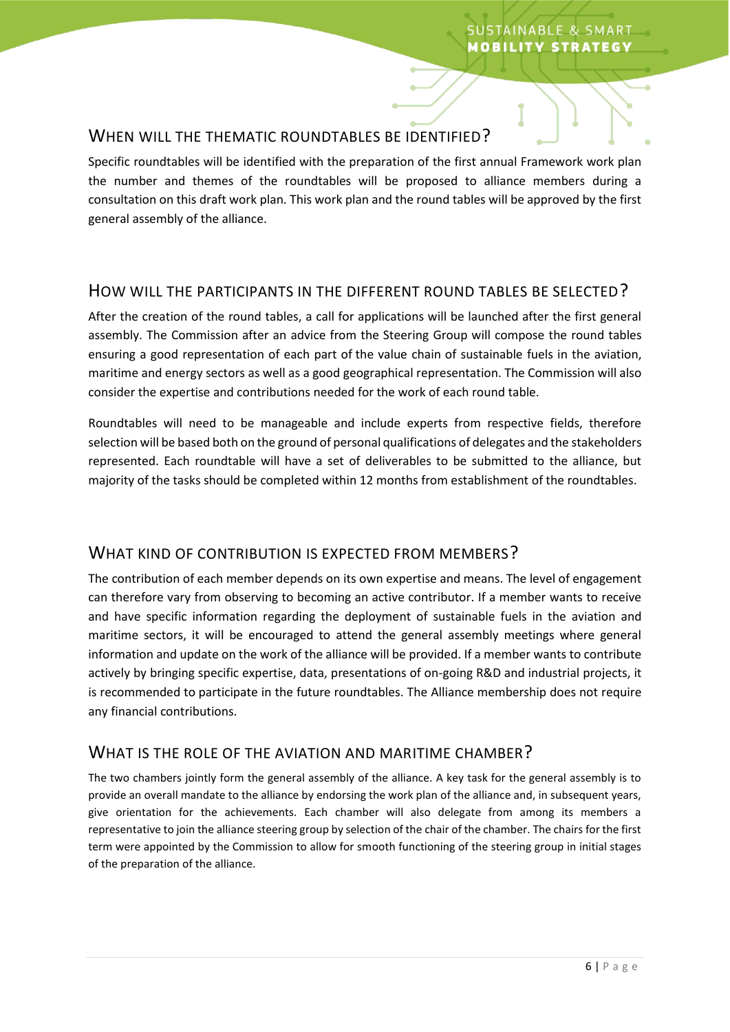## When will the thematic roundtables be identified?

Specific roundtables will be identified with the preparation of the first annual Framework work plan the number and themes of the roundtables will be proposed to alliance members during a consultation on this draft work plan. This work plan and the round tables will be approved by the first general assembly of the alliance.

## How will the participants in the different round tables be selected?

After the creation of the round tables, a call for applications will be launched after the first general assembly. The Commission after an advice from the Steering Group will compose the round tables ensuring a good representation of each part of the value chain of sustainable fuels in the aviation, maritime and energy sectors as well as a good geographical representation. The Commission will also consider the expertise and contributions needed for the work of each round table.

Roundtables will need to be manageable and include experts from respective fields, therefore selection will be based both on the ground of personal qualifications of delegates and the stakeholders represented. Each roundtable will have a set of deliverables to be submitted to the alliance, but majority of the tasks should be completed within 12 months from establishment of the roundtables.

## What kind of contribution is expected from members?

The contribution of each member depends on its own expertise and means. The level of engagement can therefore vary from observing to becoming an active contributor. If a member wants to receive and have specific information regarding the deployment of sustainable fuels in the aviation and maritime sectors, it will be encouraged to attend the general assembly meetings where general information and update on the work of the alliance will be provided. If a member wants to contribute actively by bringing specific expertise, data, presentations of on-going R&D and industrial projects, it is recommended to participate in the future roundtables. The Alliance membership does not require any financial contributions.

## What is the role of the aviation and maritime chamber?

The two chambers jointly form the general assembly of the alliance. A key task for the general assembly is to provide an overall mandate to the alliance by endorsing the work plan of the alliance and, in subsequent years, give orientation for the achievements. Each chamber will also delegate from among its members a representative to join the alliance steering group by selection of the chair of the chamber. The chairs for the first term were appointed by the Commission to allow for smooth functioning of the steering group in initial stages of the preparation of the alliance.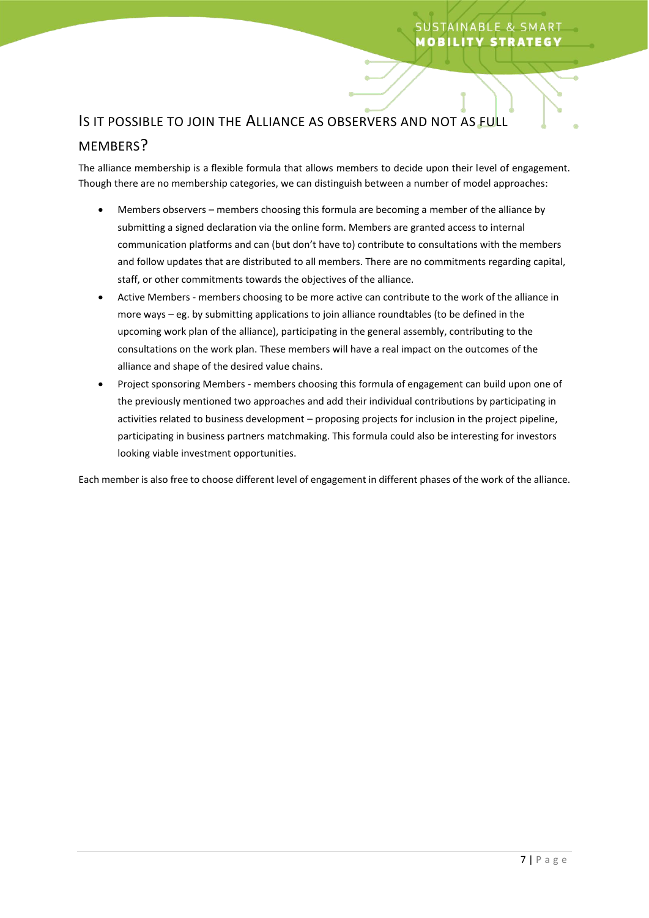## Is it possible to join the Alliance as observers and not as full members?

The alliance membership is a flexible formula that allows members to decide upon their level of engagement. Though there are no membership categories, we can distinguish between a number of model approaches:

- Members observers – members choosing this formula are becoming a member of the alliance by submitting a signed declaration via the online form. Members are granted access to internal communication platforms and can (but don't have to) contribute to consultations with the members and follow updates that are distributed to all members. There are no commitments regarding capital, staff, or other commitments towards the objectives of the alliance.
- Active Members - members choosing to be more active can contribute to the work of the alliance in more ways – eg. by submitting applications to join alliance roundtables (to be defined in the upcoming work plan of the alliance), participating in the general assembly, contributing to the consultations on the work plan. These members will have a real impact on the outcomes of the alliance and shape of the desired value chains.
- Project sponsoring Members - members choosing this formula of engagement can build upon one of the previously mentioned two approaches and add their individual contributions by participating in activities related to business development – proposing projects for inclusion in the project pipeline, participating in business partners matchmaking. This formula could also be interesting for investors looking viable investment opportunities.

Each member is also free to choose different level of engagement in different phases of the work of the alliance.